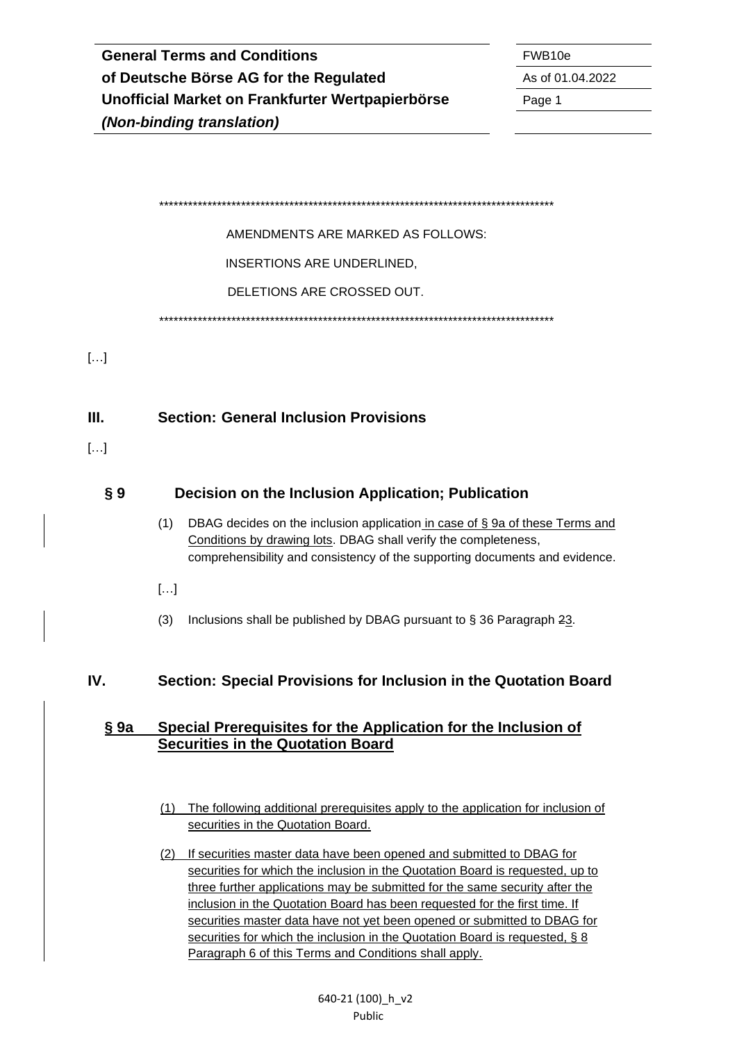***********************************************************************************

AMENDMENTS ARE MARKED AS FOLLOWS:

INSERTIONS ARE UNDERLINED,

DELETIONS ARE CROSSED OUT.

***********************************************************************************

[…]

## III. Section: General Inclusion Provisions

[…]

### § 9 Decision on the Inclusion Application; Publication

(1) DBAG decides on the inclusion application <u>in case of § 9a of these Terms and Conditions by drawing lots</u>. DBAG shall verify the completeness, comprehensibility and consistency of the supporting documents and evidence.

[…]

(3) Inclusions shall be published by DBAG pursuant to § 36 Paragraph ~~2~~<u>3</u>.

## IV. Section: Special Provisions for Inclusion in the Quotation Board

### <u>§ 9a Special Prerequisites for the Application for the Inclusion of Securities in the Quotation Board</u>

<u>(1) The following additional prerequisites apply to the application for inclusion of securities in the Quotation Board.</u>

<u>(2) If securities master data have been opened and submitted to DBAG for securities for which the inclusion in the Quotation Board is requested, up to three further applications may be submitted for the same security after the inclusion in the Quotation Board has been requested for the first time. If securities master data have not yet been opened or submitted to DBAG for securities for which the inclusion in the Quotation Board is requested, § 8 Paragraph 6 of this Terms and Conditions shall apply.</u>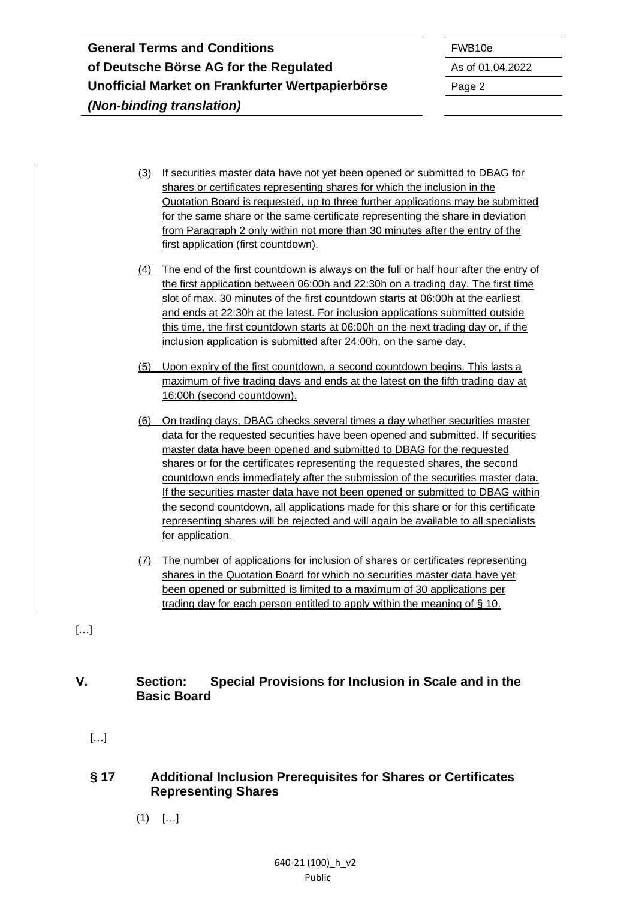(3) If securities master data have not yet been opened or submitted to DBAG for shares or certificates representing shares for which the inclusion in the Quotation Board is requested, up to three further applications may be submitted for the same share or the same certificate representing the share in deviation from Paragraph 2 only within not more than 30 minutes after the entry of the first application (first countdown).

(4) The end of the first countdown is always on the full or half hour after the entry of the first application between 06:00h and 22:30h on a trading day. The first time slot of max. 30 minutes of the first countdown starts at 06:00h at the earliest and ends at 22:30h at the latest. For inclusion applications submitted outside this time, the first countdown starts at 06:00h on the next trading day or, if the inclusion application is submitted after 24:00h, on the same day.

(5) Upon expiry of the first countdown, a second countdown begins. This lasts a maximum of five trading days and ends at the latest on the fifth trading day at 16:00h (second countdown).

(6) On trading days, DBAG checks several times a day whether securities master data for the requested securities have been opened and submitted. If securities master data have been opened and submitted to DBAG for the requested shares or for the certificates representing the requested shares, the second countdown ends immediately after the submission of the securities master data. If the securities master data have not been opened or submitted to DBAG within the second countdown, all applications made for this share or for this certificate representing shares will be rejected and will again be available to all specialists for application.

(7) The number of applications for inclusion of shares or certificates representing shares in the Quotation Board for which no securities master data have yet been opened or submitted is limited to a maximum of 30 applications per trading day for each person entitled to apply within the meaning of § 10.

[…]

## V. Section: Special Provisions for Inclusion in Scale and in the Basic Board

[…]

### § 17 Additional Inclusion Prerequisites for Shares or Certificates Representing Shares

(1) […]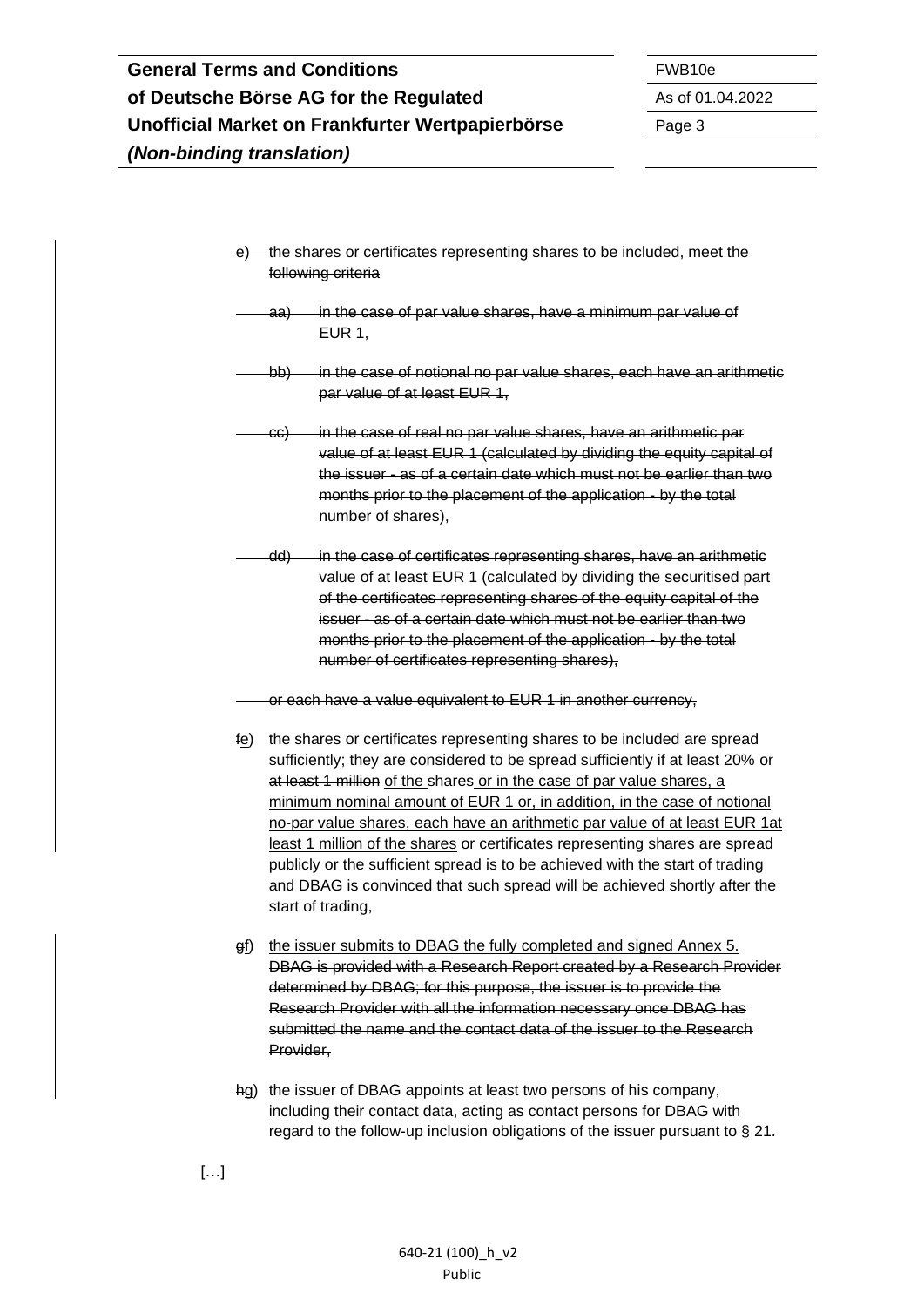e) ~~the shares or certificates representing shares to be included, meet the following criteria~~

~~aa) in the case of par value shares, have a minimum par value of EUR 1,~~

~~bb) in the case of notional no par value shares, each have an arithmetic par value of at least EUR 1,~~

~~cc) in the case of real no par value shares, have an arithmetic par value of at least EUR 1 (calculated by dividing the equity capital of the issuer - as of a certain date which must not be earlier than two months prior to the placement of the application - by the total number of shares),~~

~~dd) in the case of certificates representing shares, have an arithmetic value of at least EUR 1 (calculated by dividing the securitised part of the certificates representing shares of the equity capital of the issuer - as of a certain date which must not be earlier than two months prior to the placement of the application - by the total number of certificates representing shares),~~

~~or each have a value equivalent to EUR 1 in another currency,~~

~~f~~e) the shares or certificates representing shares to be included are spread sufficiently; they are considered to be spread sufficiently if at least 20% ~~or at least 1 million~~ of the shares or in the case of par value shares, a minimum nominal amount of EUR 1 or, in addition, in the case of notional no-par value shares, each have an arithmetic par value of at least EUR 1at least 1 million of the shares or certificates representing shares are spread publicly or the sufficient spread is to be achieved with the start of trading and DBAG is convinced that such spread will be achieved shortly after the start of trading,

~~g~~f) the issuer submits to DBAG the fully completed and signed Annex 5. ~~DBAG is provided with a Research Report created by a Research Provider determined by DBAG; for this purpose, the issuer is to provide the Research Provider with all the information necessary once DBAG has submitted the name and the contact data of the issuer to the Research Provider,~~

~~h~~g) the issuer of DBAG appoints at least two persons of his company, including their contact data, acting as contact persons for DBAG with regard to the follow-up inclusion obligations of the issuer pursuant to § 21.

[…]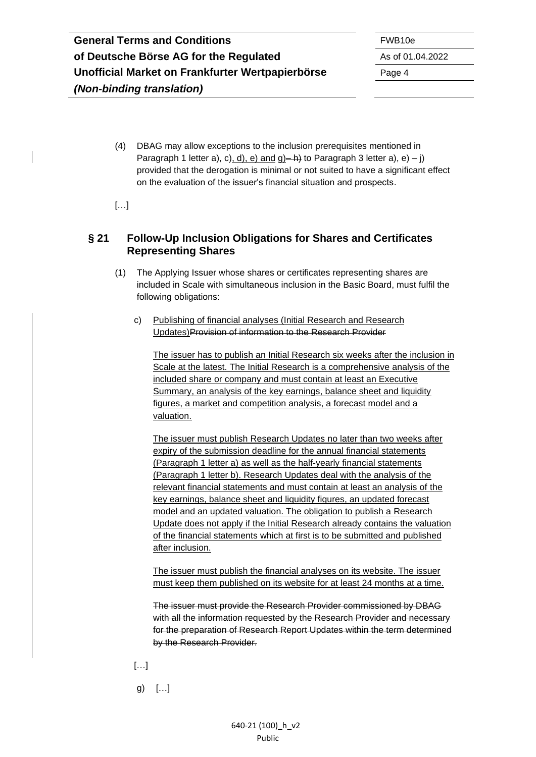(4) DBAG may allow exceptions to the inclusion prerequisites mentioned in Paragraph 1 letter a), c), d), e) and g) – h) to Paragraph 3 letter a), e) – j) provided that the derogation is minimal or not suited to have a significant effect on the evaluation of the issuer's financial situation and prospects.

[…]

## § 21 Follow-Up Inclusion Obligations for Shares and Certificates Representing Shares

(1) The Applying Issuer whose shares or certificates representing shares are included in Scale with simultaneous inclusion in the Basic Board, must fulfil the following obligations:

c) Publishing of financial analyses (Initial Research and Research Updates)~~Provision of information to the Research Provider~~

The issuer has to publish an Initial Research six weeks after the inclusion in Scale at the latest. The Initial Research is a comprehensive analysis of the included share or company and must contain at least an Executive Summary, an analysis of the key earnings, balance sheet and liquidity figures, a market and competition analysis, a forecast model and a valuation.

The issuer must publish Research Updates no later than two weeks after expiry of the submission deadline for the annual financial statements (Paragraph 1 letter a) as well as the half-yearly financial statements (Paragraph 1 letter b). Research Updates deal with the analysis of the relevant financial statements and must contain at least an analysis of the key earnings, balance sheet and liquidity figures, an updated forecast model and an updated valuation. The obligation to publish a Research Update does not apply if the Initial Research already contains the valuation of the financial statements which at first is to be submitted and published after inclusion.

The issuer must publish the financial analyses on its website. The issuer must keep them published on its website for at least 24 months at a time.

~~The issuer must provide the Research Provider commissioned by DBAG with all the information requested by the Research Provider and necessary for the preparation of Research Report Updates within the term determined by the Research Provider.~~

[…]

g) […]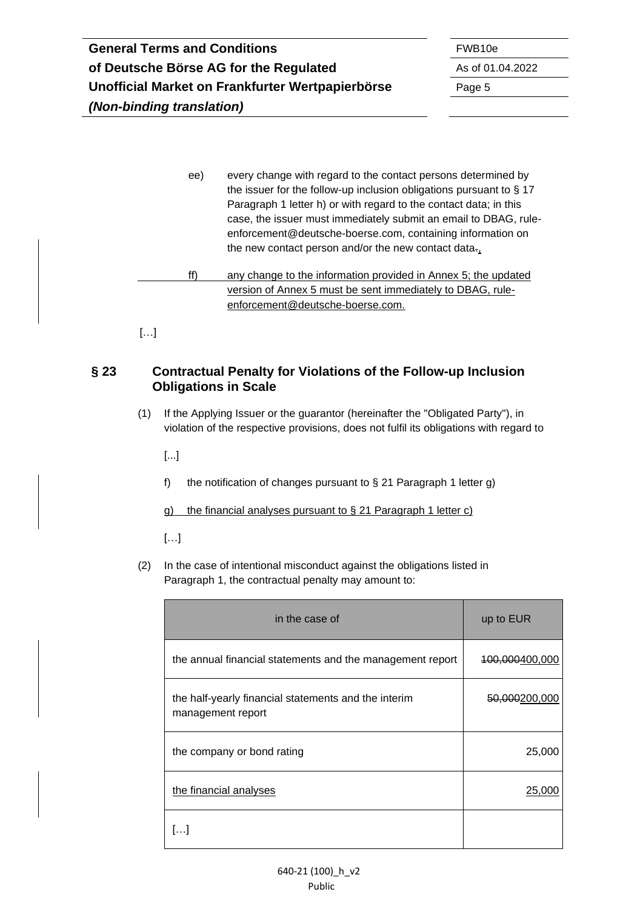ee) every change with regard to the contact persons determined by the issuer for the follow-up inclusion obligations pursuant to § 17 Paragraph 1 letter h) or with regard to the contact data; in this case, the issuer must immediately submit an email to DBAG, rule-enforcement@deutsche-boerse.com, containing information on the new contact person and/or the new contact data.,

ff) any change to the information provided in Annex 5; the updated version of Annex 5 must be sent immediately to DBAG, rule-enforcement@deutsche-boerse.com.

[…]

## § 23 Contractual Penalty for Violations of the Follow-up Inclusion Obligations in Scale

(1) If the Applying Issuer or the guarantor (hereinafter the "Obligated Party"), in violation of the respective provisions, does not fulfil its obligations with regard to

[...]

f) the notification of changes pursuant to § 21 Paragraph 1 letter g)

g) the financial analyses pursuant to § 21 Paragraph 1 letter c)

[…]

(2) In the case of intentional misconduct against the obligations listed in Paragraph 1, the contractual penalty may amount to:

| in the case of | up to EUR |
|---|---|
| the annual financial statements and the management report | ~~100,000~~400,000 |
| the half-yearly financial statements and the interim management report | ~~50,000~~200,000 |
| the company or bond rating | 25,000 |
| the financial analyses | 25,000 |
| […] | |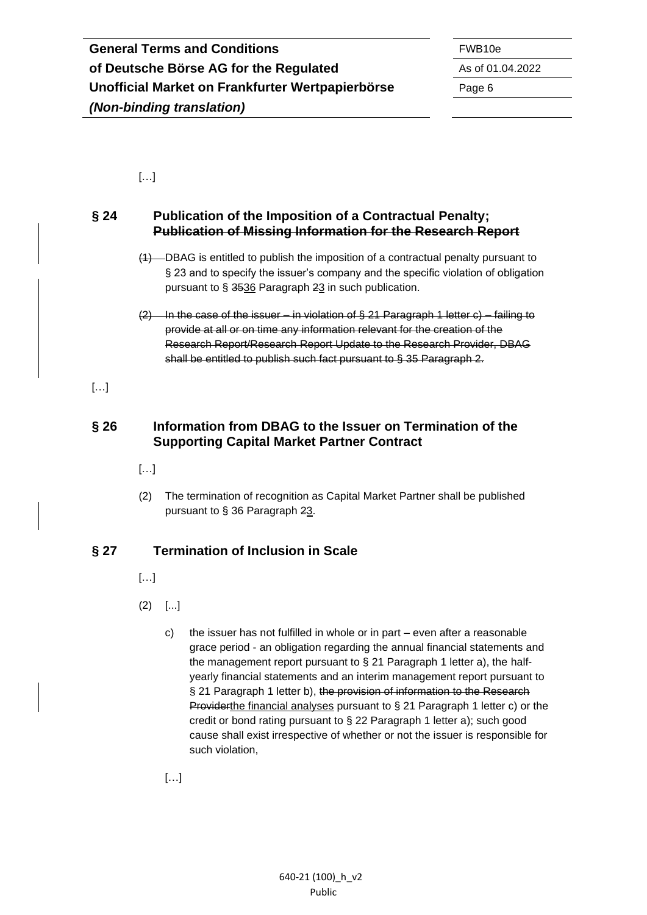[…]

## § 24 Publication of the Imposition of a Contractual Penalty; ~~Publication of Missing Information for the Research Report~~

~~(1)~~ DBAG is entitled to publish the imposition of a contractual penalty pursuant to § 23 and to specify the issuer's company and the specific violation of obligation pursuant to § ~~35~~36 Paragraph ~~2~~3 in such publication.

~~(2) In the case of the issuer – in violation of § 21 Paragraph 1 letter c) – failing to provide at all or on time any information relevant for the creation of the Research Report/Research Report Update to the Research Provider, DBAG shall be entitled to publish such fact pursuant to § 35 Paragraph 2.~~

[…]

## § 26 Information from DBAG to the Issuer on Termination of the Supporting Capital Market Partner Contract

[…]

(2) The termination of recognition as Capital Market Partner shall be published pursuant to § 36 Paragraph ~~2~~3.

## § 27 Termination of Inclusion in Scale

[…]

(2) [...]

c) the issuer has not fulfilled in whole or in part – even after a reasonable grace period - an obligation regarding the annual financial statements and the management report pursuant to § 21 Paragraph 1 letter a), the half-yearly financial statements and an interim management report pursuant to § 21 Paragraph 1 letter b), ~~the provision of information to the Research Provider~~the financial analyses pursuant to § 21 Paragraph 1 letter c) or the credit or bond rating pursuant to § 22 Paragraph 1 letter a); such good cause shall exist irrespective of whether or not the issuer is responsible for such violation,

[…]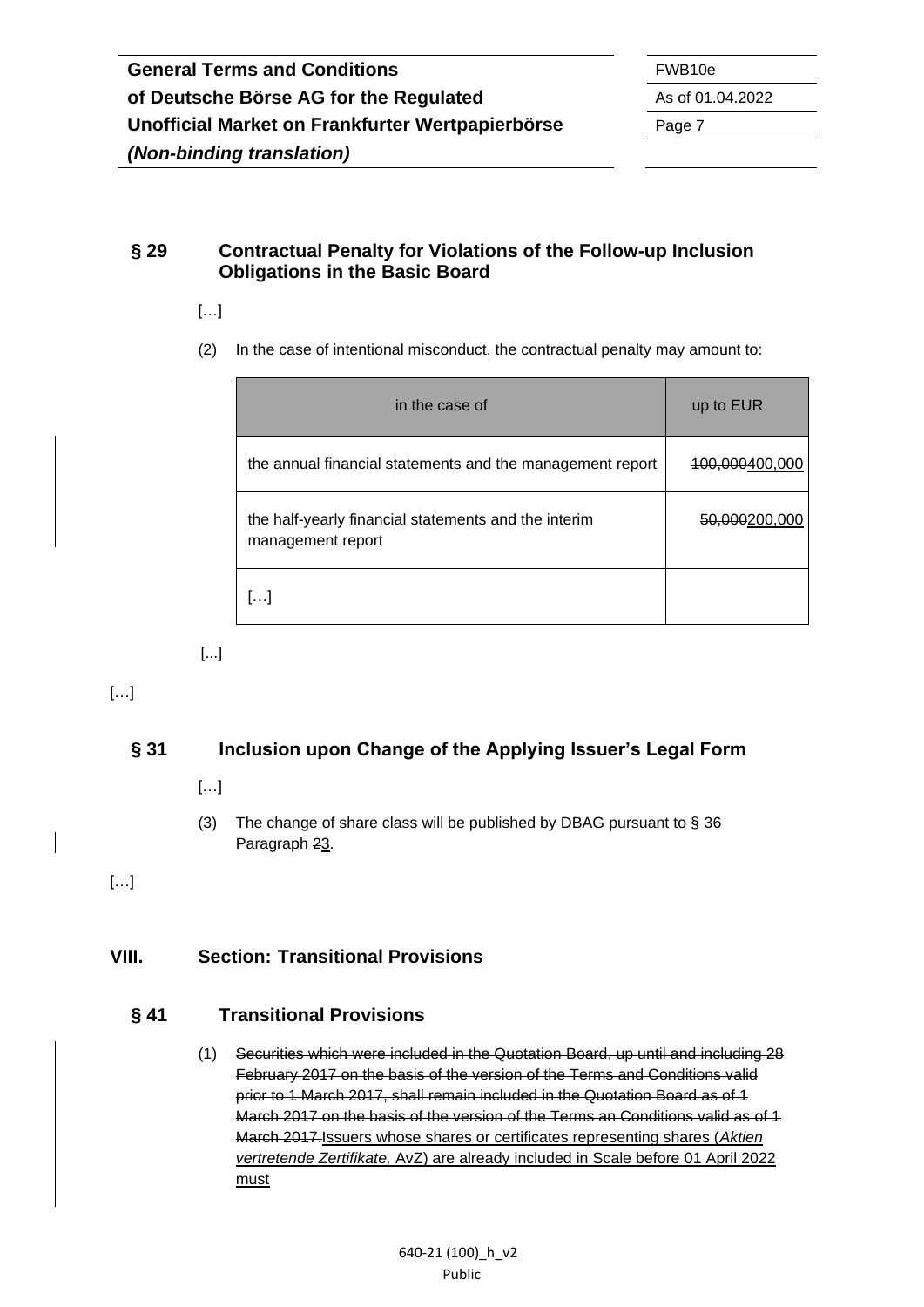## § 29 Contractual Penalty for Violations of the Follow-up Inclusion Obligations in the Basic Board

[…]

(2) In the case of intentional misconduct, the contractual penalty may amount to:

| in the case of | up to EUR |
|---|---|
| the annual financial statements and the management report | ~~100,000~~<u>400,000</u> |
| the half-yearly financial statements and the interim management report | ~~50,000~~<u>200,000</u> |
| […] | |

[...]

[…]

## § 31 Inclusion upon Change of the Applying Issuer's Legal Form

[…]

(3) The change of share class will be published by DBAG pursuant to § 36 Paragraph ~~2~~<u>3</u>.

[…]

# VIII. Section: Transitional Provisions

## § 41 Transitional Provisions

(1) ~~Securities which were included in the Quotation Board, up until and including 28 February 2017 on the basis of the version of the Terms and Conditions valid prior to 1 March 2017, shall remain included in the Quotation Board as of 1 March 2017 on the basis of the version of the Terms an Conditions valid as of 1 March 2017.~~<u>Issuers whose shares or certificates representing shares (*Aktien vertretende Zertifikate,* AvZ) are already included in Scale before 01 April 2022 must</u>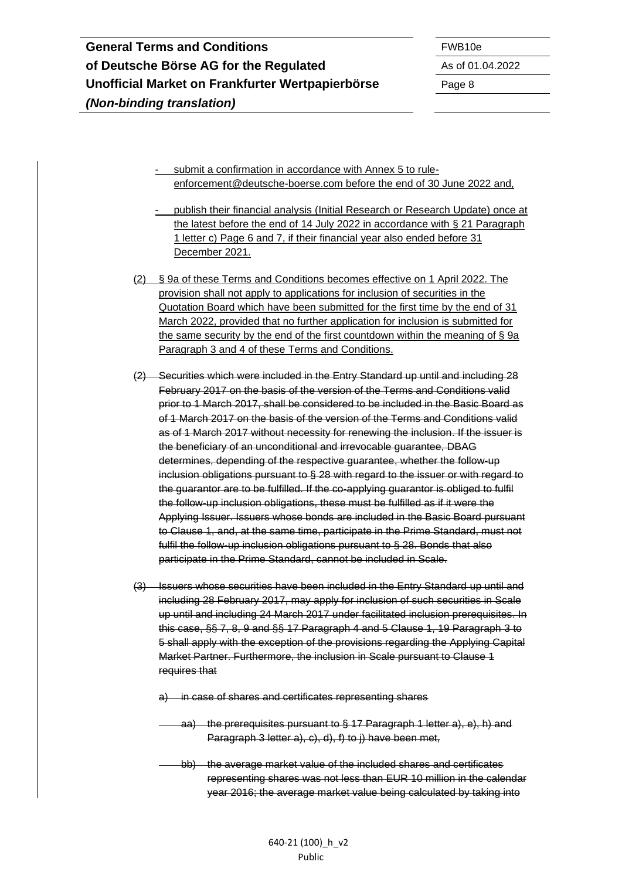- submit a confirmation in accordance with Annex 5 to rule-enforcement@deutsche-boerse.com before the end of 30 June 2022 and,

- publish their financial analysis (Initial Research or Research Update) once at the latest before the end of 14 July 2022 in accordance with § 21 Paragraph 1 letter c) Page 6 and 7, if their financial year also ended before 31 December 2021.

(2) § 9a of these Terms and Conditions becomes effective on 1 April 2022. The provision shall not apply to applications for inclusion of securities in the Quotation Board which have been submitted for the first time by the end of 31 March 2022, provided that no further application for inclusion is submitted for the same security by the end of the first countdown within the meaning of § 9a Paragraph 3 and 4 of these Terms and Conditions.

~~(2) Securities which were included in the Entry Standard up until and including 28 February 2017 on the basis of the version of the Terms and Conditions valid prior to 1 March 2017, shall be considered to be included in the Basic Board as of 1 March 2017 on the basis of the version of the Terms and Conditions valid as of 1 March 2017 without necessity for renewing the inclusion. If the issuer is the beneficiary of an unconditional and irrevocable guarantee, DBAG determines, depending of the respective guarantee, whether the follow-up inclusion obligations pursuant to § 28 with regard to the issuer or with regard to the guarantor are to be fulfilled. If the co-applying guarantor is obliged to fulfil the follow-up inclusion obligations, these must be fulfilled as if it were the Applying Issuer. Issuers whose bonds are included in the Basic Board pursuant to Clause 1, and, at the same time, participate in the Prime Standard, must not fulfil the follow-up inclusion obligations pursuant to § 28. Bonds that also participate in the Prime Standard, cannot be included in Scale.~~

~~(3) Issuers whose securities have been included in the Entry Standard up until and including 28 February 2017, may apply for inclusion of such securities in Scale up until and including 24 March 2017 under facilitated inclusion prerequisites. In this case, §§ 7, 8, 9 and §§ 17 Paragraph 4 and 5 Clause 1, 19 Paragraph 3 to 5 shall apply with the exception of the provisions regarding the Applying Capital Market Partner. Furthermore, the inclusion in Scale pursuant to Clause 1 requires that~~

~~a) in case of shares and certificates representing shares~~

~~aa) the prerequisites pursuant to § 17 Paragraph 1 letter a), e), h) and Paragraph 3 letter a), c), d), f) to j) have been met,~~

~~bb) the average market value of the included shares and certificates representing shares was not less than EUR 10 million in the calendar year 2016; the average market value being calculated by taking into~~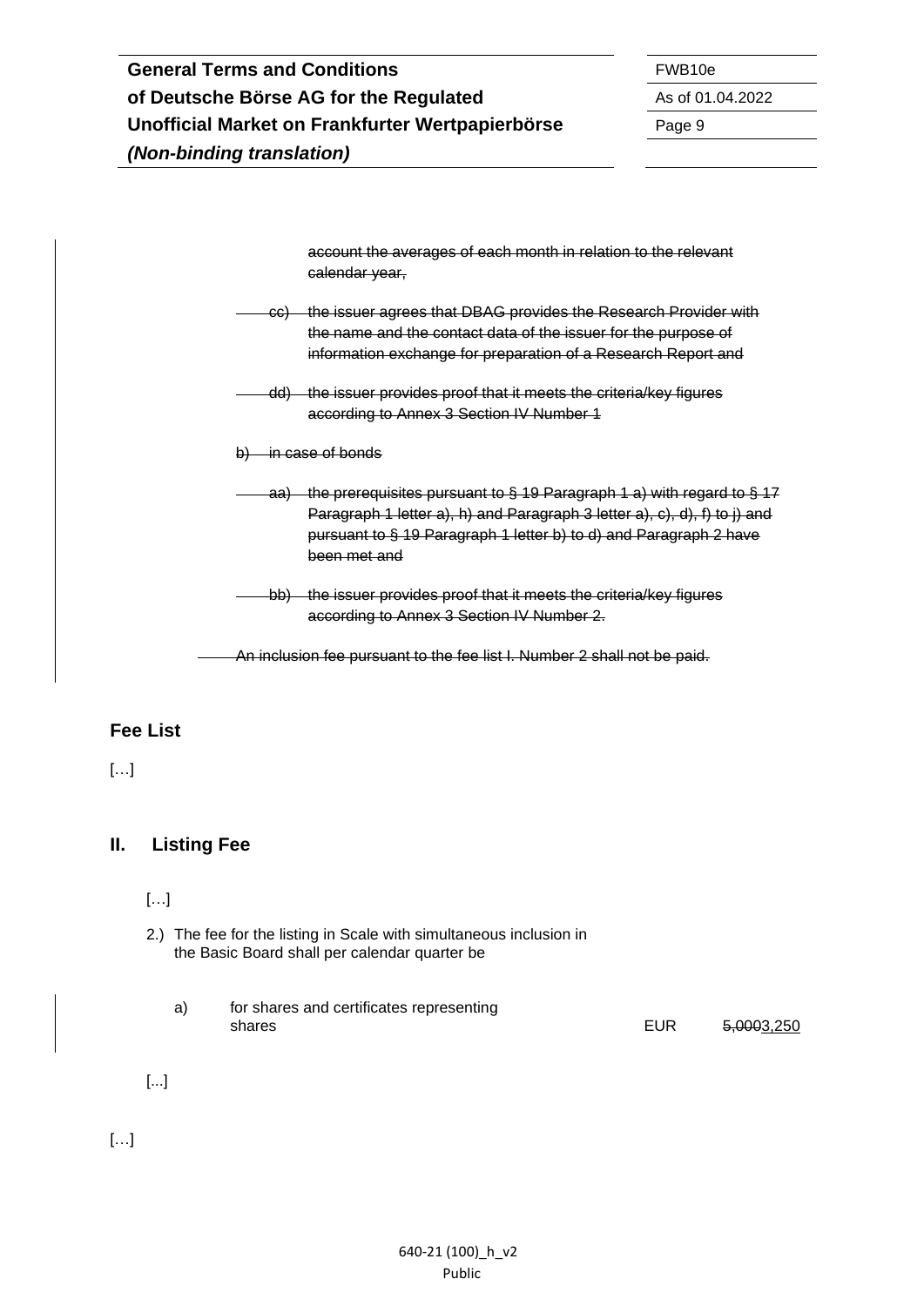~~account the averages of each month in relation to the relevant calendar year,~~

~~cc) the issuer agrees that DBAG provides the Research Provider with the name and the contact data of the issuer for the purpose of information exchange for preparation of a Research Report and~~

~~dd) the issuer provides proof that it meets the criteria/key figures according to Annex 3 Section IV Number 1~~

~~b) in case of bonds~~

~~aa) the prerequisites pursuant to § 19 Paragraph 1 a) with regard to § 17 Paragraph 1 letter a), h) and Paragraph 3 letter a), c), d), f) to j) and pursuant to § 19 Paragraph 1 letter b) to d) and Paragraph 2 have been met and~~

~~bb) the issuer provides proof that it meets the criteria/key figures according to Annex 3 Section IV Number 2.~~

~~An inclusion fee pursuant to the fee list I. Number 2 shall not be paid.~~

## Fee List

[…]

## II. Listing Fee

[…]

2.) The fee for the listing in Scale with simultaneous inclusion in the Basic Board shall per calendar quarter be

| | | | |
|---|---|---|---|
| a) | for shares and certificates representing shares | EUR | ~~5,000~~<u>3,250</u> |

[...]

[…]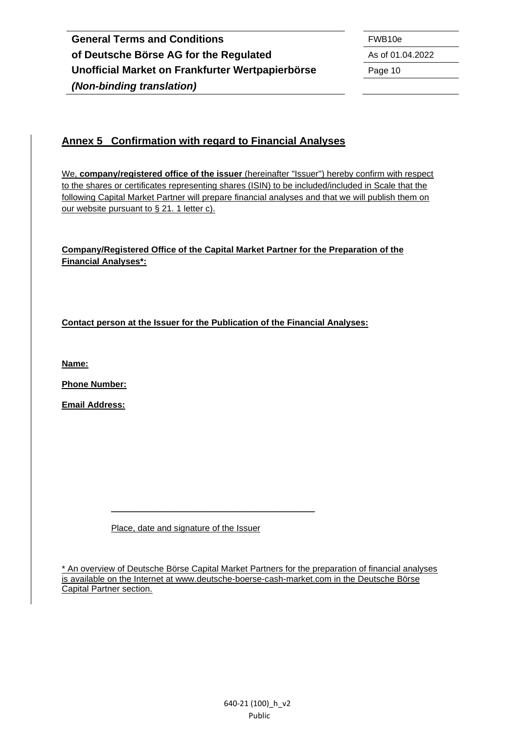## Annex 5 Confirmation with regard to Financial Analyses

We, **company/registered office of the issuer** (hereinafter "Issuer") hereby confirm with respect to the shares or certificates representing shares (ISIN) to be included/included in Scale that the following Capital Market Partner will prepare financial analyses and that we will publish them on our website pursuant to § 21. 1 letter c).

**Company/Registered Office of the Capital Market Partner for the Preparation of the Financial Analyses*:**

**Contact person at the Issuer for the Publication of the Financial Analyses:**

**Name:**

**Phone Number:**

**Email Address:**

\_\_\_\_\_\_\_\_\_\_\_\_\_\_\_\_\_\_\_\_\_\_\_\_\_\_\_\_\_\_\_\_\_\_\_\_\_\_\_\_

Place, date and signature of the Issuer

* An overview of Deutsche Börse Capital Market Partners for the preparation of financial analyses is available on the Internet at www.deutsche-boerse-cash-market.com in the Deutsche Börse Capital Partner section.